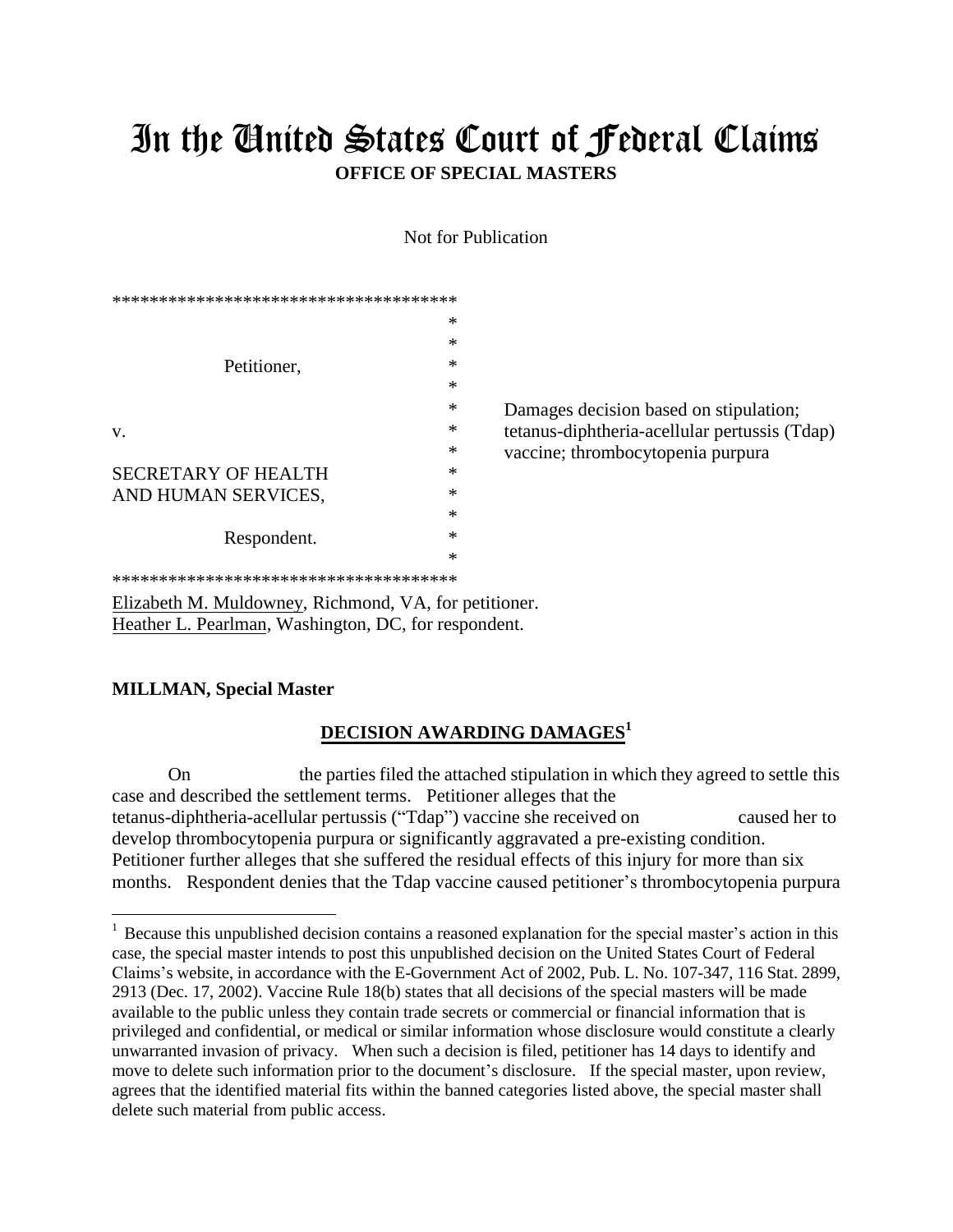# In the United States Court of Federal Claims

**OFFICE OF SPECIAL MASTERS**

Not for Publication

```
*************************************
                                    *
                                    *
          Petitioner,               *
                                    *
                                    *
v.                                  *
                                    *
SECRETARY OF HEALTH                 *
AND HUMAN SERVICES,                 *
                                    *
          Respondent.               *
                                    *
*************************************
```

Damages decision based on stipulation; tetanus-diphtheria-acellular pertussis (Tdap) vaccine; thrombocytopenia purpura

Elizabeth M. Muldowney, Richmond, VA, for petitioner.
Heather L. Pearlman, Washington, DC, for respondent.

**MILLMAN, Special Master**

## DECISION AWARDING DAMAGES[1]

On the parties filed the attached stipulation in which they agreed to settle this case and described the settlement terms. Petitioner alleges that the tetanus-diphtheria-acellular pertussis ("Tdap") vaccine she received on caused her to develop thrombocytopenia purpura or significantly aggravated a pre-existing condition. Petitioner further alleges that she suffered the residual effects of this injury for more than six months. Respondent denies that the Tdap vaccine caused petitioner's thrombocytopenia purpura

[1] Because this unpublished decision contains a reasoned explanation for the special master's action in this case, the special master intends to post this unpublished decision on the United States Court of Federal Claims's website, in accordance with the E-Government Act of 2002, Pub. L. No. 107-347, 116 Stat. 2899, 2913 (Dec. 17, 2002). Vaccine Rule 18(b) states that all decisions of the special masters will be made available to the public unless they contain trade secrets or commercial or financial information that is privileged and confidential, or medical or similar information whose disclosure would constitute a clearly unwarranted invasion of privacy. When such a decision is filed, petitioner has 14 days to identify and move to delete such information prior to the document's disclosure. If the special master, upon review, agrees that the identified material fits within the banned categories listed above, the special master shall delete such material from public access.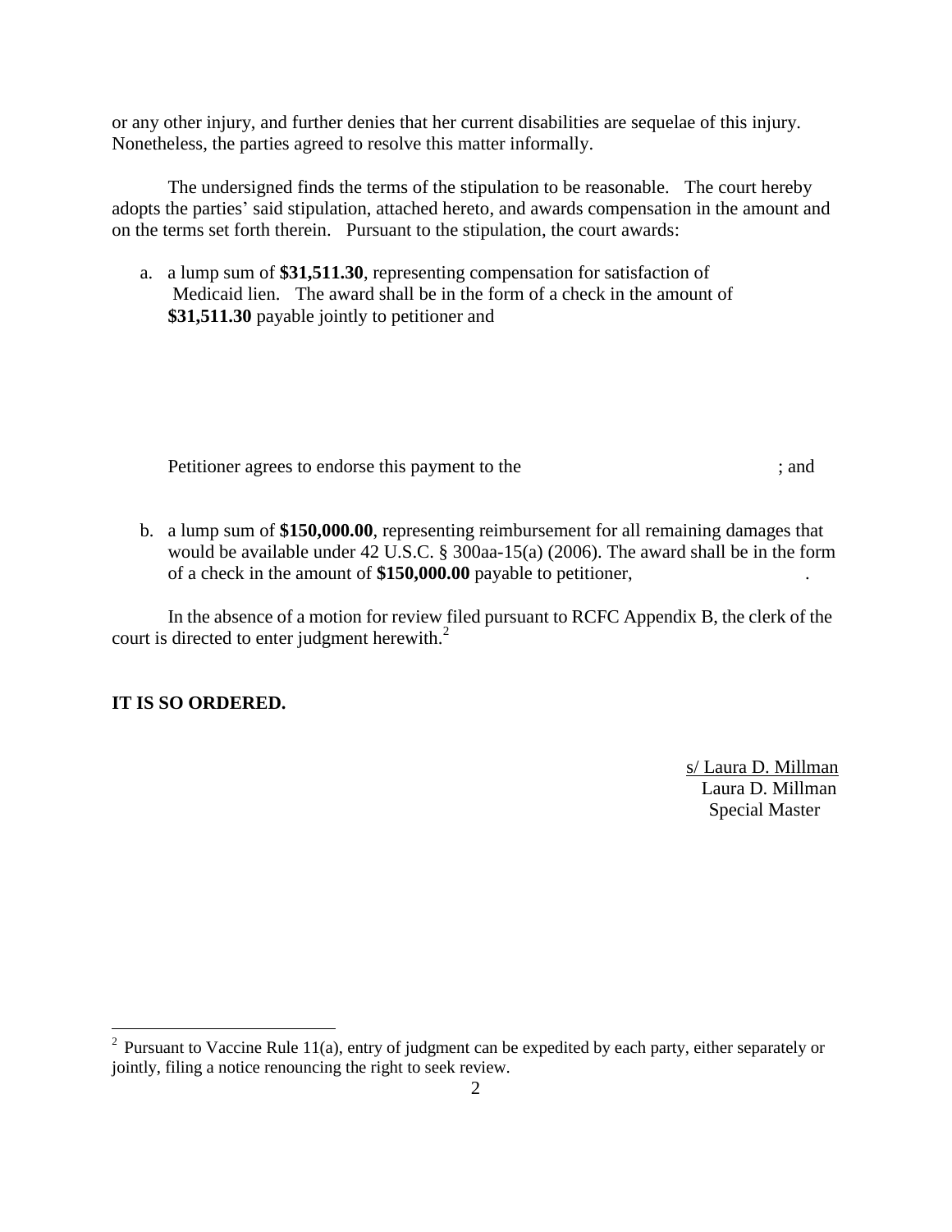or any other injury, and further denies that her current disabilities are sequelae of this injury. Nonetheless, the parties agreed to resolve this matter informally.

The undersigned finds the terms of the stipulation to be reasonable. The court hereby adopts the parties' said stipulation, attached hereto, and awards compensation in the amount and on the terms set forth therein. Pursuant to the stipulation, the court awards:

a. a lump sum of **$31,511.30**, representing compensation for satisfaction of Medicaid lien. The award shall be in the form of a check in the amount of **$31,511.30** payable jointly to petitioner and

   Petitioner agrees to endorse this payment to the ; and

b. a lump sum of **$150,000.00**, representing reimbursement for all remaining damages that would be available under 42 U.S.C. § 300aa-15(a) (2006). The award shall be in the form of a check in the amount of **$150,000.00** payable to petitioner, .

In the absence of a motion for review filed pursuant to RCFC Appendix B, the clerk of the court is directed to enter judgment herewith.[2]

**IT IS SO ORDERED.**

s/ Laura D. Millman
Laura D. Millman
Special Master

[2] Pursuant to Vaccine Rule 11(a), entry of judgment can be expedited by each party, either separately or jointly, filing a notice renouncing the right to seek review.